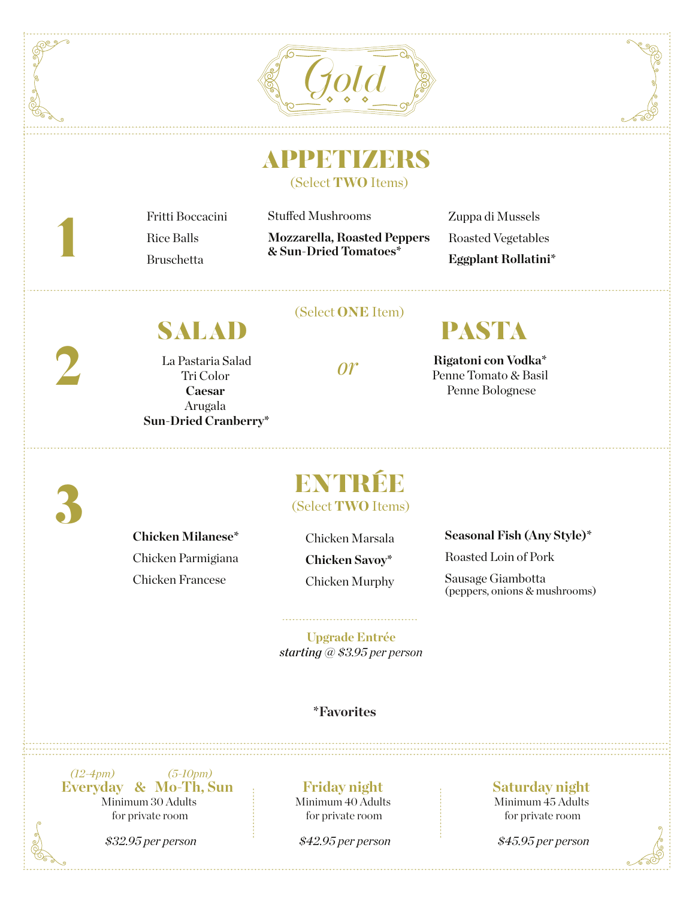# Gold

## APPETIZERS

(Select **TWO** Items)

**1**

- Fritti Boccacini
- Rice Balls
- Bruschetta
- Stuffed Mushrooms
- **Mozzarella, Roasted Peppers & Sun-Dried Tomatoes***
- Zuppa di Mussels
- Roasted Vegetables
- **Eggplant Rollatini***

**2**

(Select **ONE** Item)

## SALAD

- La Pastaria Salad
- Tri Color
- **Caesar**
- Arugala
- **Sun-Dried Cranberry***

*or*

## PASTA

- **Rigatoni con Vodka***
- Penne Tomato & Basil
- Penne Bolognese

**3**

## ENTRÉE

(Select **TWO** Items)

- **Chicken Milanese***
- Chicken Parmigiana
- Chicken Francese
- Chicken Marsala
- **Chicken Savoy***
- Chicken Murphy
- **Seasonal Fish (Any Style)***
- Roasted Loin of Pork
- Sausage Giambotta (peppers, onions & mushrooms)

**Upgrade Entrée**
*starting @ $3.95 per person*

***Favorites**

---

*(12-4pm)* **Everyday** & *(5-10pm)* **Mo-Th, Sun**
Minimum 30 Adults for private room
*$32.95 per person*

**Friday night**
Minimum 40 Adults for private room
*$42.95 per person*

**Saturday night**
Minimum 45 Adults for private room
*$45.95 per person*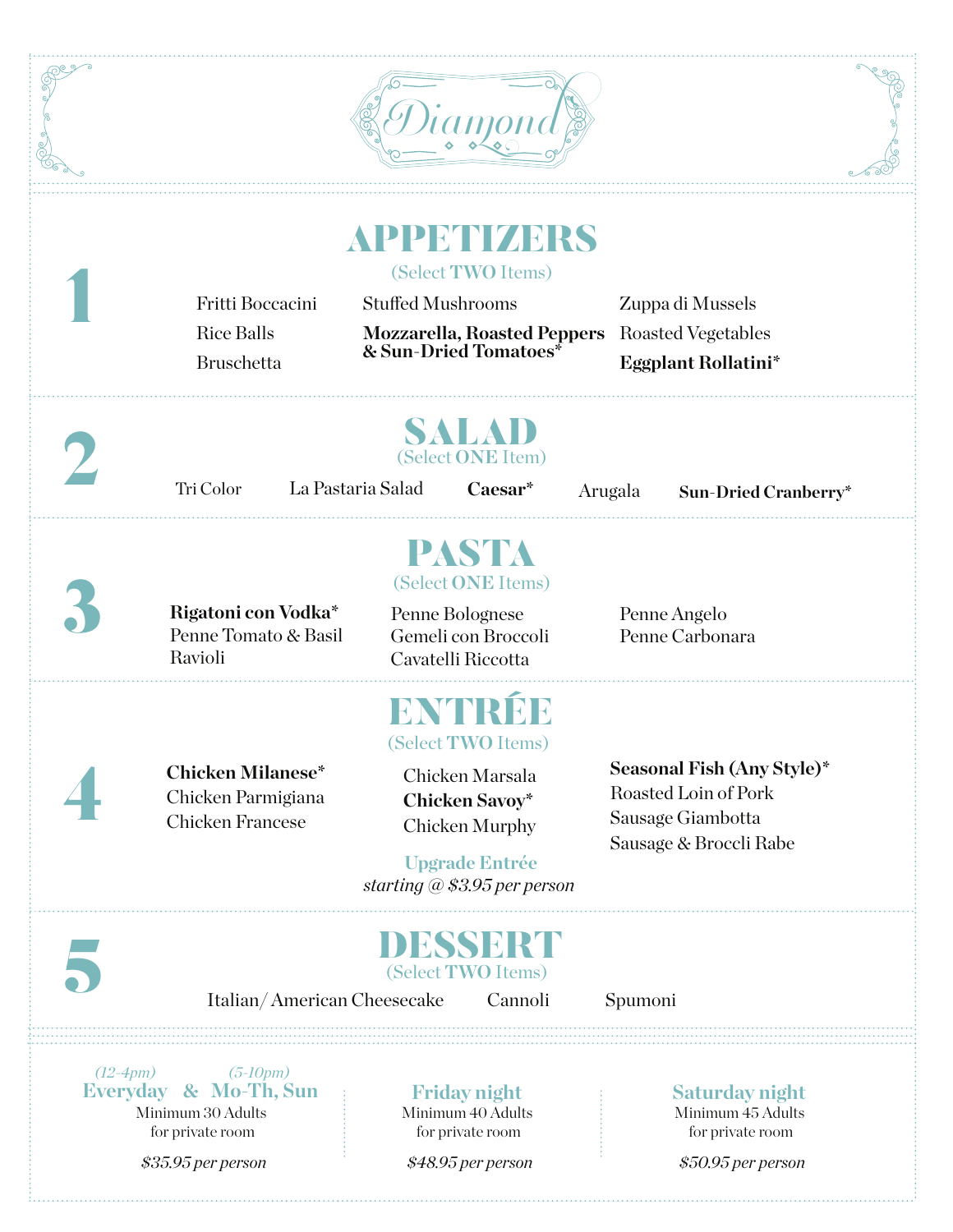# Diamond

## 1 APPETIZERS

(Select **TWO** Items)

- Fritti Boccacini
- Rice Balls
- Bruschetta
- Stuffed Mushrooms
- **Mozzarella, Roasted Peppers & Sun-Dried Tomatoes***
- Zuppa di Mussels
- Roasted Vegetables
- **Eggplant Rollatini***

## 2 SALAD

(Select **ONE** Item)

- Tri Color
- La Pastaria Salad
- **Caesar***
- Arugala
- **Sun-Dried Cranberry***

## 3 PASTA

(Select **ONE** Items)

- **Rigatoni con Vodka***
- Penne Tomato & Basil
- Ravioli
- Penne Bolognese
- Gemeli con Broccoli
- Cavatelli Riccotta
- Penne Angelo
- Penne Carbonara

## 4 ENTRÉE

(Select **TWO** Items)

- **Chicken Milanese***
- Chicken Parmigiana
- Chicken Francese
- Chicken Marsala
- **Chicken Savoy***
- Chicken Murphy
- **Seasonal Fish (Any Style)***
- Roasted Loin of Pork
- Sausage Giambotta
- Sausage & Broccli Rabe

**Upgrade Entrée**
*starting @ $3.95 per person*

## 5 DESSERT

(Select **TWO** Items)

- Italian/ American Cheesecake
- Cannoli
- Spumoni

---

*(12-4pm)* **Everyday** & *(5-10pm)* **Mo-Th, Sun**
Minimum 30 Adults
for private room
*$35.95 per person*

**Friday night**
Minimum 40 Adults
for private room
*$48.95 per person*

**Saturday night**
Minimum 45 Adults
for private room
*$50.95 per person*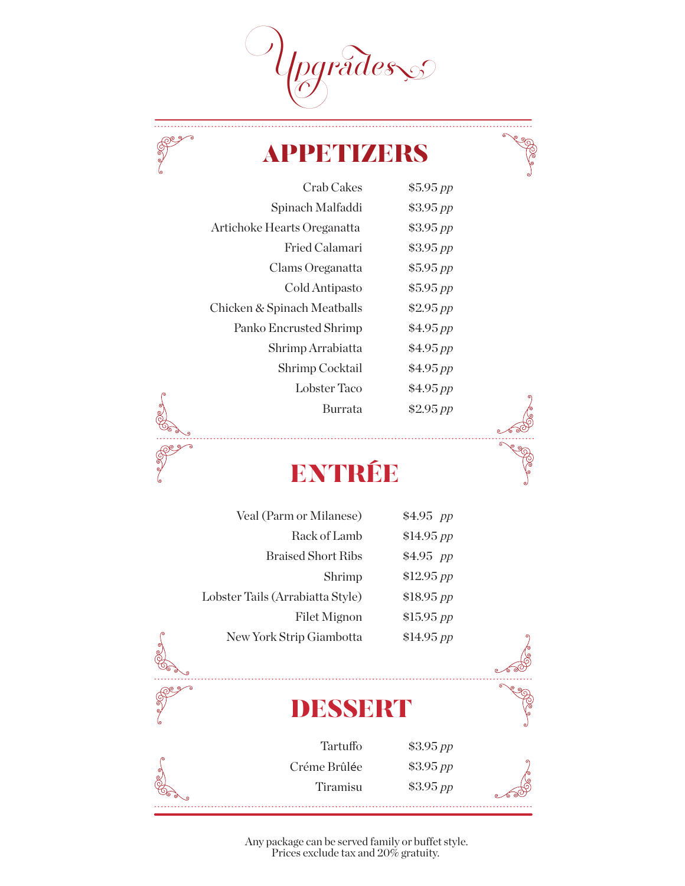# Upgrades

## APPETIZERS

| | |
|---|---|
| Crab Cakes | $5.95 *pp* |
| Spinach Malfaddi | $3.95 *pp* |
| Artichoke Hearts Oreganatta | $3.95 *pp* |
| Fried Calamari | $3.95 *pp* |
| Clams Oreganatta | $5.95 *pp* |
| Cold Antipasto | $5.95 *pp* |
| Chicken & Spinach Meatballs | $2.95 *pp* |
| Panko Encrusted Shrimp | $4.95 *pp* |
| Shrimp Arrabiatta | $4.95 *pp* |
| Shrimp Cocktail | $4.95 *pp* |
| Lobster Taco | $4.95 *pp* |
| Burrata | $2.95 *pp* |

## ENTRÉE

| | |
|---|---|
| Veal (Parm or Milanese) | $4.95 *pp* |
| Rack of Lamb | $14.95 *pp* |
| Braised Short Ribs | $4.95 *pp* |
| Shrimp | $12.95 *pp* |
| Lobster Tails (Arrabiatta Style) | $18.95 *pp* |
| Filet Mignon | $15.95 *pp* |
| New York Strip Giambotta | $14.95 *pp* |

## DESSERT

| | |
|---|---|
| Tartuffo | $3.95 *pp* |
| Créme Brûlée | $3.95 *pp* |
| Tiramisu | $3.95 *pp* |

Any package can be served family or buffet style.
Prices exclude tax and 20% gratuity.